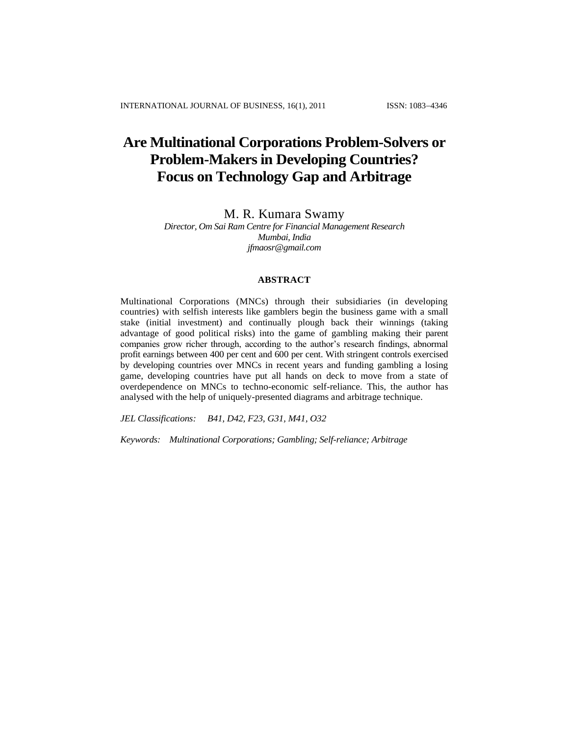# Are Multinational Corporations Problem-Solvers or Problem-Makers in Developing Countries? Focus on Technology Gap and Arbitrage

M. R. Kumara Swamy

*Director, Om Sai Ram Centre for Financial Management Research*
*Mumbai, India*
*jfmaosr@gmail.com*

## ABSTRACT

Multinational Corporations (MNCs) through their subsidiaries (in developing countries) with selfish interests like gamblers begin the business game with a small stake (initial investment) and continually plough back their winnings (taking advantage of good political risks) into the game of gambling making their parent companies grow richer through, according to the author's research findings, abnormal profit earnings between 400 per cent and 600 per cent. With stringent controls exercised by developing countries over MNCs in recent years and funding gambling a losing game, developing countries have put all hands on deck to move from a state of overdependence on MNCs to techno-economic self-reliance. This, the author has analysed with the help of uniquely-presented diagrams and arbitrage technique.

*JEL Classifications:* *B41, D42, F23, G31, M41, O32*

*Keywords:* *Multinational Corporations; Gambling; Self-reliance; Arbitrage*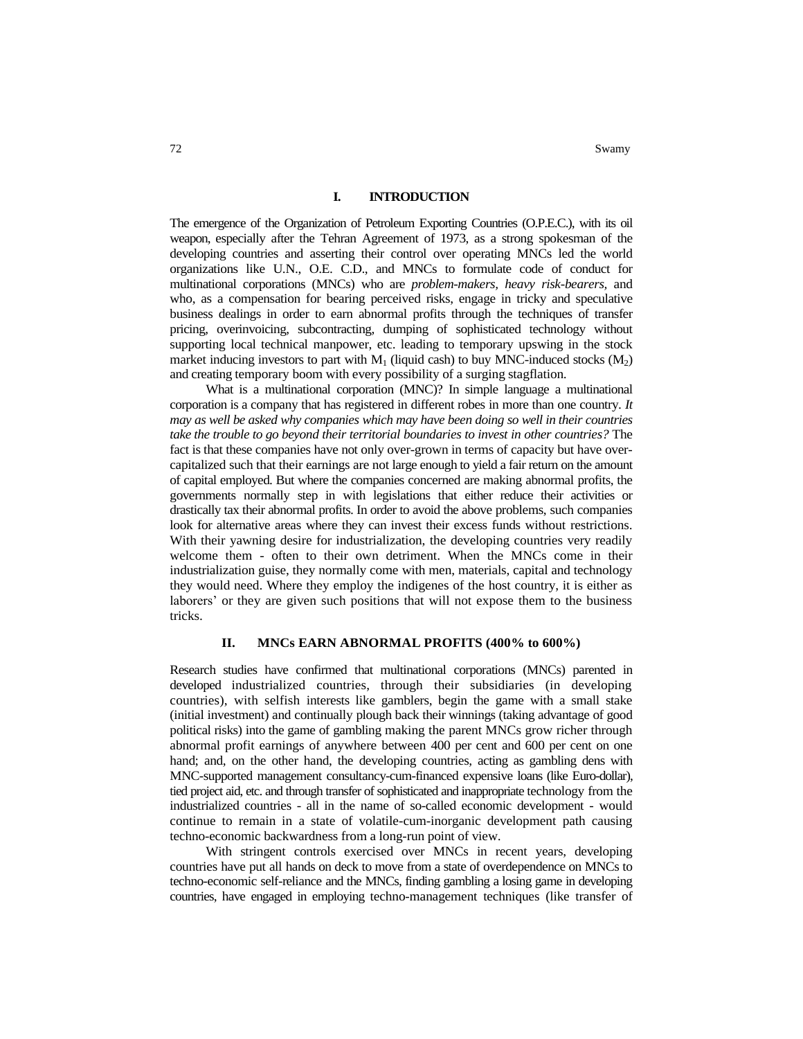## I. INTRODUCTION

The emergence of the Organization of Petroleum Exporting Countries (O.P.E.C.), with its oil weapon, especially after the Tehran Agreement of 1973, as a strong spokesman of the developing countries and asserting their control over operating MNCs led the world organizations like U.N., O.E. C.D., and MNCs to formulate code of conduct for multinational corporations (MNCs) who are *problem-makers, heavy risk-bearers,* and who, as a compensation for bearing perceived risks, engage in tricky and speculative business dealings in order to earn abnormal profits through the techniques of transfer pricing, overinvoicing, subcontracting, dumping of sophisticated technology without supporting local technical manpower, etc. leading to temporary upswing in the stock market inducing investors to part with $M_1$ (liquid cash) to buy MNC-induced stocks ($M_2$) and creating temporary boom with every possibility of a surging stagflation.

What is a multinational corporation (MNC)? In simple language a multinational corporation is a company that has registered in different robes in more than one country. *It may as well be asked why companies which may have been doing so well in their countries take the trouble to go beyond their territorial boundaries to invest in other countries?* The fact is that these companies have not only over-grown in terms of capacity but have over-capitalized such that their earnings are not large enough to yield a fair return on the amount of capital employed. But where the companies concerned are making abnormal profits, the governments normally step in with legislations that either reduce their activities or drastically tax their abnormal profits. In order to avoid the above problems, such companies look for alternative areas where they can invest their excess funds without restrictions. With their yawning desire for industrialization, the developing countries very readily welcome them - often to their own detriment. When the MNCs come in their industrialization guise, they normally come with men, materials, capital and technology they would need. Where they employ the indigenes of the host country, it is either as laborers' or they are given such positions that will not expose them to the business tricks.

## II. MNCs EARN ABNORMAL PROFITS (400% to 600%)

Research studies have confirmed that multinational corporations (MNCs) parented in developed industrialized countries, through their subsidiaries (in developing countries), with selfish interests like gamblers, begin the game with a small stake (initial investment) and continually plough back their winnings (taking advantage of good political risks) into the game of gambling making the parent MNCs grow richer through abnormal profit earnings of anywhere between 400 per cent and 600 per cent on one hand; and, on the other hand, the developing countries, acting as gambling dens with MNC-supported management consultancy-cum-financed expensive loans (like Euro-dollar), tied project aid, etc. and through transfer of sophisticated and inappropriate technology from the industrialized countries - all in the name of so-called economic development - would continue to remain in a state of volatile-cum-inorganic development path causing techno-economic backwardness from a long-run point of view.

With stringent controls exercised over MNCs in recent years, developing countries have put all hands on deck to move from a state of overdependence on MNCs to techno-economic self-reliance and the MNCs, finding gambling a losing game in developing countries, have engaged in employing techno-management techniques (like transfer of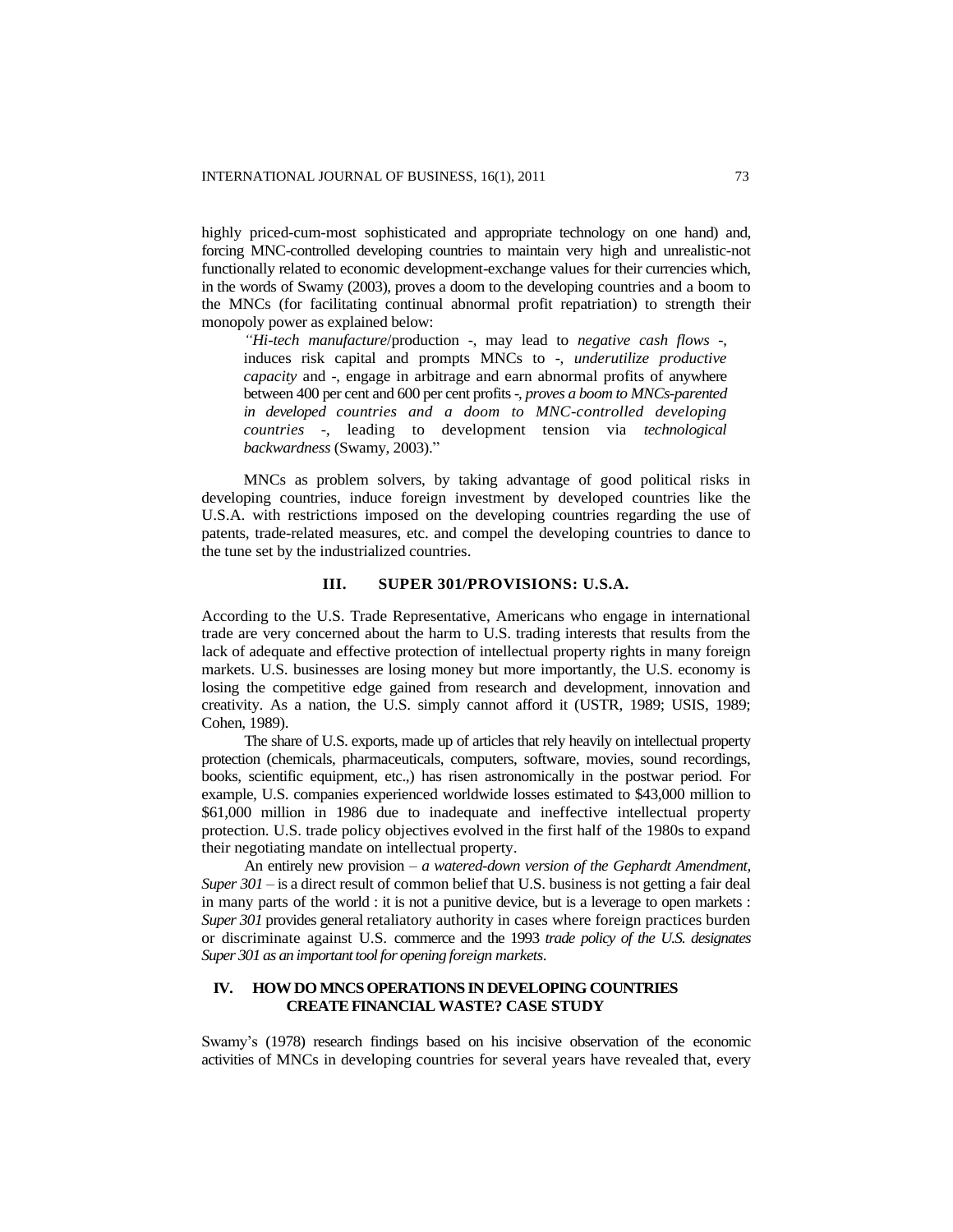highly priced-cum-most sophisticated and appropriate technology on one hand) and, forcing MNC-controlled developing countries to maintain very high and unrealistic-not functionally related to economic development-exchange values for their currencies which, in the words of Swamy (2003), proves a doom to the developing countries and a boom to the MNCs (for facilitating continual abnormal profit repatriation) to strength their monopoly power as explained below:

> *"Hi-tech manufacture*/production -, may lead to *negative cash flows* -, induces risk capital and prompts MNCs to -, *underutilize productive capacity* and -, engage in arbitrage and earn abnormal profits of anywhere between 400 per cent and 600 per cent profits -, *proves a boom to MNCs-parented in developed countries and a doom to MNC-controlled developing countries* -, leading to development tension via *technological backwardness* (Swamy, 2003)."

MNCs as problem solvers, by taking advantage of good political risks in developing countries, induce foreign investment by developed countries like the U.S.A. with restrictions imposed on the developing countries regarding the use of patents, trade-related measures, etc. and compel the developing countries to dance to the tune set by the industrialized countries.

## III. SUPER 301/PROVISIONS: U.S.A.

According to the U.S. Trade Representative, Americans who engage in international trade are very concerned about the harm to U.S. trading interests that results from the lack of adequate and effective protection of intellectual property rights in many foreign markets. U.S. businesses are losing money but more importantly, the U.S. economy is losing the competitive edge gained from research and development, innovation and creativity. As a nation, the U.S. simply cannot afford it (USTR, 1989; USIS, 1989; Cohen, 1989).

The share of U.S. exports, made up of articles that rely heavily on intellectual property protection (chemicals, pharmaceuticals, computers, software, movies, sound recordings, books, scientific equipment, etc.,) has risen astronomically in the postwar period. For example, U.S. companies experienced worldwide losses estimated to $43,000 million to $61,000 million in 1986 due to inadequate and ineffective intellectual property protection. U.S. trade policy objectives evolved in the first half of the 1980s to expand their negotiating mandate on intellectual property.

An entirely new provision – *a watered-down version of the Gephardt Amendment, Super 301* – is a direct result of common belief that U.S. business is not getting a fair deal in many parts of the world : it is not a punitive device, but is a leverage to open markets : *Super 301* provides general retaliatory authority in cases where foreign practices burden or discriminate against U.S. commerce and the 1993 *trade policy of the U.S. designates Super 301 as an important tool for opening foreign markets*.

## IV. HOW DO MNCS OPERATIONS IN DEVELOPING COUNTRIES CREATE FINANCIAL WASTE? CASE STUDY

Swamy's (1978) research findings based on his incisive observation of the economic activities of MNCs in developing countries for several years have revealed that, every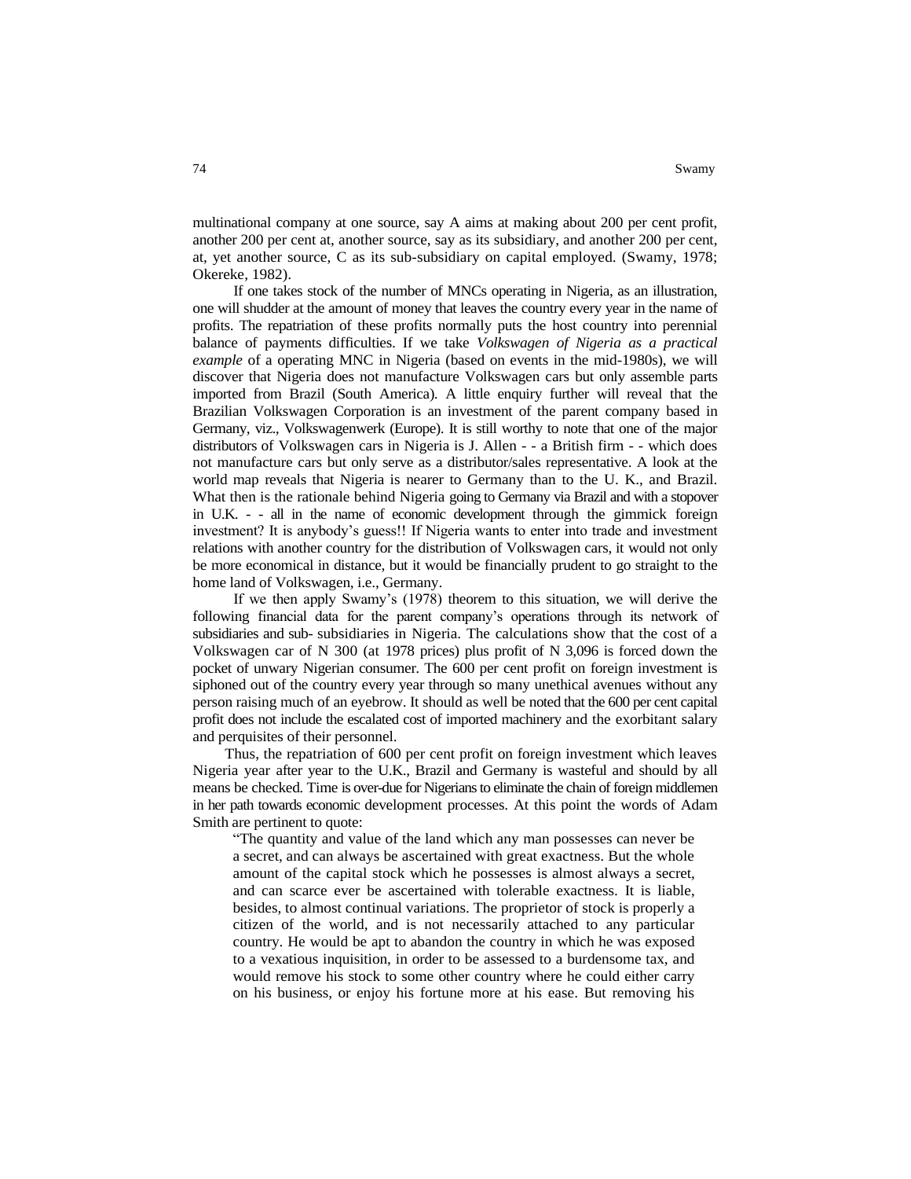multinational company at one source, say A aims at making about 200 per cent profit, another 200 per cent at, another source, say as its subsidiary, and another 200 per cent, at, yet another source, C as its sub-subsidiary on capital employed. (Swamy, 1978; Okereke, 1982).

If one takes stock of the number of MNCs operating in Nigeria, as an illustration, one will shudder at the amount of money that leaves the country every year in the name of profits. The repatriation of these profits normally puts the host country into perennial balance of payments difficulties. If we take *Volkswagen of Nigeria as a practical example* of a operating MNC in Nigeria (based on events in the mid-1980s), we will discover that Nigeria does not manufacture Volkswagen cars but only assemble parts imported from Brazil (South America). A little enquiry further will reveal that the Brazilian Volkswagen Corporation is an investment of the parent company based in Germany, viz., Volkswagenwerk (Europe). It is still worthy to note that one of the major distributors of Volkswagen cars in Nigeria is J. Allen - - a British firm - - which does not manufacture cars but only serve as a distributor/sales representative. A look at the world map reveals that Nigeria is nearer to Germany than to the U. K., and Brazil. What then is the rationale behind Nigeria going to Germany via Brazil and with a stopover in U.K. - - all in the name of economic development through the gimmick foreign investment? It is anybody's guess!! If Nigeria wants to enter into trade and investment relations with another country for the distribution of Volkswagen cars, it would not only be more economical in distance, but it would be financially prudent to go straight to the home land of Volkswagen, i.e., Germany.

If we then apply Swamy's (1978) theorem to this situation, we will derive the following financial data for the parent company's operations through its network of subsidiaries and sub- subsidiaries in Nigeria. The calculations show that the cost of a Volkswagen car of N 300 (at 1978 prices) plus profit of N 3,096 is forced down the pocket of unwary Nigerian consumer. The 600 per cent profit on foreign investment is siphoned out of the country every year through so many unethical avenues without any person raising much of an eyebrow. It should as well be noted that the 600 per cent capital profit does not include the escalated cost of imported machinery and the exorbitant salary and perquisites of their personnel.

Thus, the repatriation of 600 per cent profit on foreign investment which leaves Nigeria year after year to the U.K., Brazil and Germany is wasteful and should by all means be checked. Time is over-due for Nigerians to eliminate the chain of foreign middlemen in her path towards economic development processes. At this point the words of Adam Smith are pertinent to quote:

> "The quantity and value of the land which any man possesses can never be a secret, and can always be ascertained with great exactness. But the whole amount of the capital stock which he possesses is almost always a secret, and can scarce ever be ascertained with tolerable exactness. It is liable, besides, to almost continual variations. The proprietor of stock is properly a citizen of the world, and is not necessarily attached to any particular country. He would be apt to abandon the country in which he was exposed to a vexatious inquisition, in order to be assessed to a burdensome tax, and would remove his stock to some other country where he could either carry on his business, or enjoy his fortune more at his ease. But removing his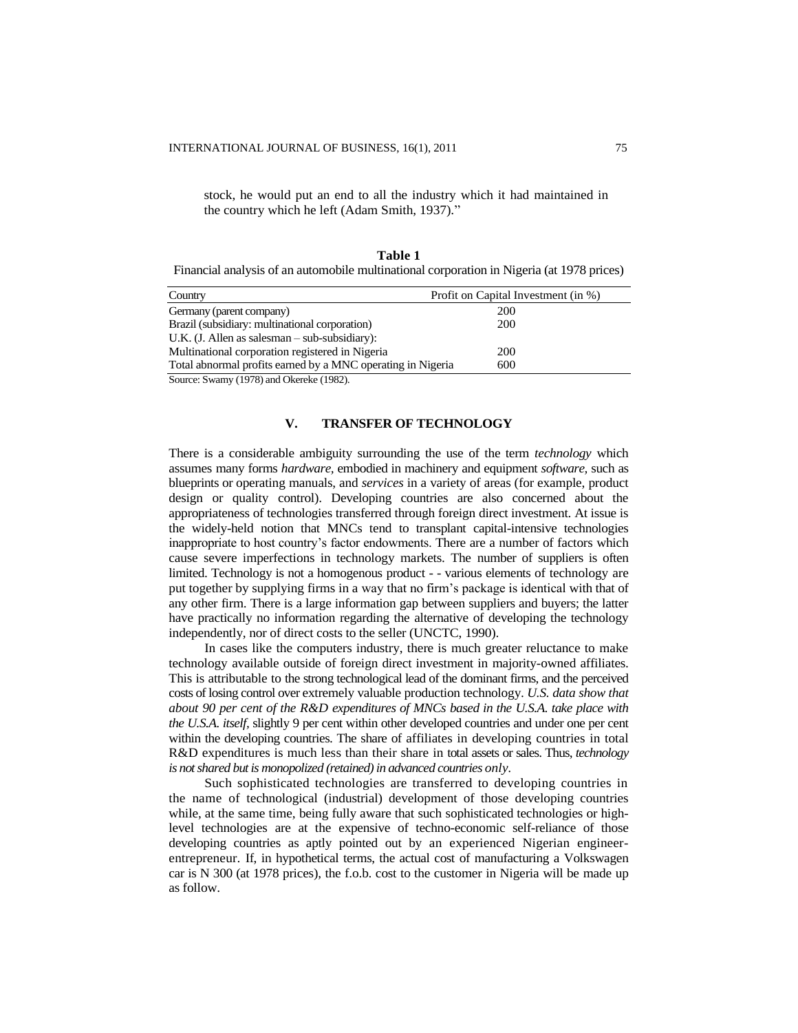stock, he would put an end to all the industry which it had maintained in the country which he left (Adam Smith, 1937)."

**Table 1**

Financial analysis of an automobile multinational corporation in Nigeria (at 1978 prices)

| Country | Profit on Capital Investment (in %) |
|---|---|
| Germany (parent company) | 200 |
| Brazil (subsidiary: multinational corporation) | 200 |
| U.K. (J. Allen as salesman – sub-subsidiary): | |
| Multinational corporation registered in Nigeria | 200 |
| Total abnormal profits earned by a MNC operating in Nigeria | 600 |

Source: Swamy (1978) and Okereke (1982).

## V. TRANSFER OF TECHNOLOGY

There is a considerable ambiguity surrounding the use of the term *technology* which assumes many forms *hardware,* embodied in machinery and equipment *software,* such as blueprints or operating manuals, and *services* in a variety of areas (for example, product design or quality control). Developing countries are also concerned about the appropriateness of technologies transferred through foreign direct investment. At issue is the widely-held notion that MNCs tend to transplant capital-intensive technologies inappropriate to host country's factor endowments. There are a number of factors which cause severe imperfections in technology markets. The number of suppliers is often limited. Technology is not a homogenous product - - various elements of technology are put together by supplying firms in a way that no firm's package is identical with that of any other firm. There is a large information gap between suppliers and buyers; the latter have practically no information regarding the alternative of developing the technology independently, nor of direct costs to the seller (UNCTC, 1990).

In cases like the computers industry, there is much greater reluctance to make technology available outside of foreign direct investment in majority-owned affiliates. This is attributable to the strong technological lead of the dominant firms, and the perceived costs of losing control over extremely valuable production technology. *U.S. data show that about 90 per cent of the R&D expenditures of MNCs based in the U.S.A. take place with the U.S.A. itself,* slightly 9 per cent within other developed countries and under one per cent within the developing countries. The share of affiliates in developing countries in total R&D expenditures is much less than their share in total assets or sales. Thus, *technology is not shared but is monopolized (retained) in advanced countries only*.

Such sophisticated technologies are transferred to developing countries in the name of technological (industrial) development of those developing countries while, at the same time, being fully aware that such sophisticated technologies or high-level technologies are at the expensive of techno-economic self-reliance of those developing countries as aptly pointed out by an experienced Nigerian engineer-entrepreneur. If, in hypothetical terms, the actual cost of manufacturing a Volkswagen car is N 300 (at 1978 prices), the f.o.b. cost to the customer in Nigeria will be made up as follow.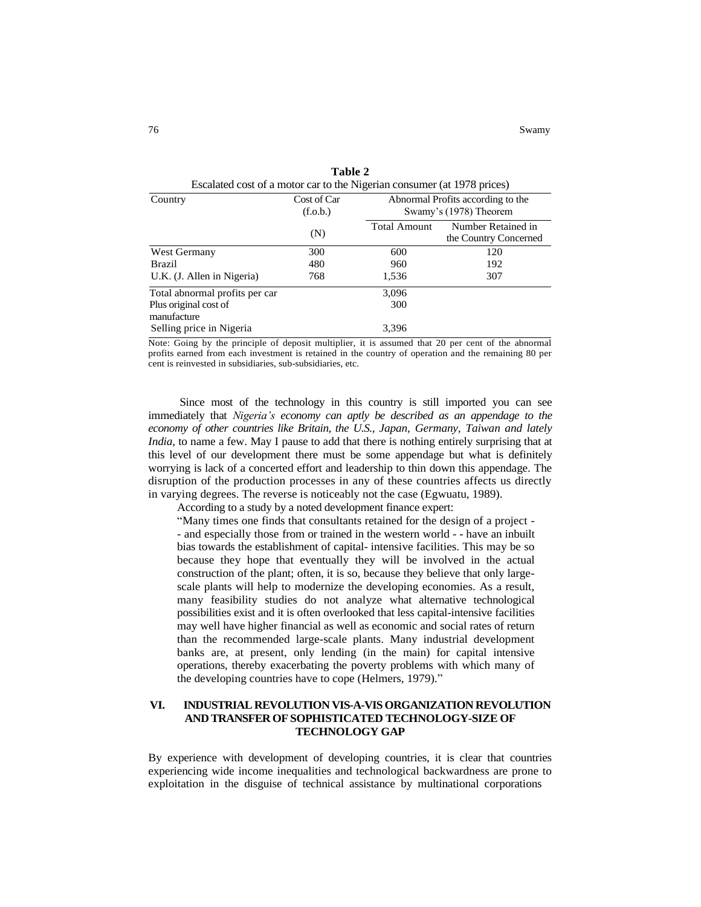**Table 2**

Escalated cost of a motor car to the Nigerian consumer (at 1978 prices)

| Country | Cost of Car (f.o.b.) | Abnormal Profits according to the Swamy's (1978) Theorem | |
|---|---|---|---|
| | (N) | Total Amount | Number Retained in the Country Concerned |
| West Germany | 300 | 600 | 120 |
| Brazil | 480 | 960 | 192 |
| U.K. (J. Allen in Nigeria) | 768 | 1,536 | 307 |
| Total abnormal profits per car | | 3,096 | |
| Plus original cost of manufacture | | 300 | |
| Selling price in Nigeria | | 3,396 | |

Note: Going by the principle of deposit multiplier, it is assumed that 20 per cent of the abnormal profits earned from each investment is retained in the country of operation and the remaining 80 per cent is reinvested in subsidiaries, sub-subsidiaries, etc.

Since most of the technology in this country is still imported you can see immediately that *Nigeria's economy can aptly be described as an appendage to the economy of other countries like Britain, the U.S., Japan, Germany, Taiwan and lately India,* to name a few. May I pause to add that there is nothing entirely surprising that at this level of our development there must be some appendage but what is definitely worrying is lack of a concerted effort and leadership to thin down this appendage. The disruption of the production processes in any of these countries affects us directly in varying degrees. The reverse is noticeably not the case (Egwuatu, 1989).

According to a study by a noted development finance expert:

> "Many times one finds that consultants retained for the design of a project -- and especially those from or trained in the western world - - have an inbuilt bias towards the establishment of capital- intensive facilities. This may be so because they hope that eventually they will be involved in the actual construction of the plant; often, it is so, because they believe that only large-scale plants will help to modernize the developing economies. As a result, many feasibility studies do not analyze what alternative technological possibilities exist and it is often overlooked that less capital-intensive facilities may well have higher financial as well as economic and social rates of return than the recommended large-scale plants. Many industrial development banks are, at present, only lending (in the main) for capital intensive operations, thereby exacerbating the poverty problems with which many of the developing countries have to cope (Helmers, 1979)."

## VI. INDUSTRIAL REVOLUTION VIS-A-VIS ORGANIZATION REVOLUTION AND TRANSFER OF SOPHISTICATED TECHNOLOGY-SIZE OF TECHNOLOGY GAP

By experience with development of developing countries, it is clear that countries experiencing wide income inequalities and technological backwardness are prone to exploitation in the disguise of technical assistance by multinational corporations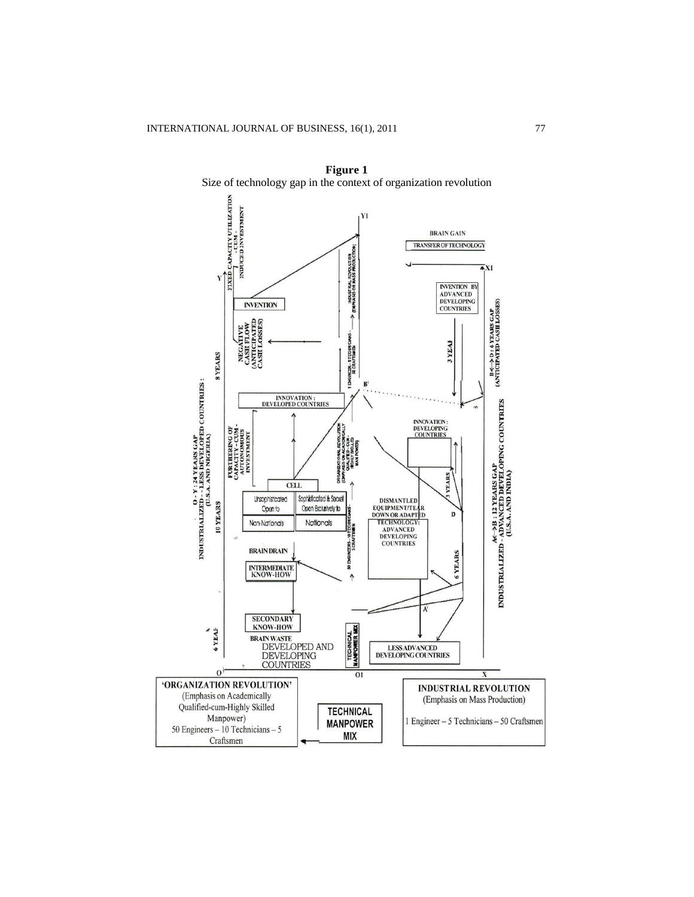**Figure 1**
Size of technology gap in the context of organization revolution

FIXED CAPACITY UTILIZATION -CUM- INDUCED INVESTMENT

Y

Y1

BRAIN GAIN

TRANSFER OF TECHNOLOGY

X1

INVENTION

INVENTION BY ADVANCED DEVELOPING COUNTRIES

NEGATIVE CASH FLOW (ANTICIPATED CASH LOSSES)

INDUSTRIAL REVOLUTION (EMPHASIS ON MASS PRODUCTION)

1 ENGINEER - 5 TECHNICIANS - 50 CRAFTSMEN

8 YEARS

3 YEARS

B<—>D : 6 YEARS GAP (ANTICIPATED CASH LOSSES)

B'

INNOVATION : DEVELOPED COUNTRIES

O - Y : 24 YEARS GAP INDUSTRIALIZED - LESS DEVELOPED COUNTRIES : (U.S.A. AND NIGERIA)

FURTHERING OF CAPACITY -CUM- AUTONOMOUS INVESTMENT

ORGANIZATIONAL REVOLUTION (EMPHASIS ON ACADEMICALLY QUALIFIED -CUM- HIGHLY SKILLED MAN POWER)

INNOVATION : DEVELOPING COUNTRIES

A<—>B : 12 YEARS GAP INDUSTRIALIZED - ADVANCED DEVELOPING COUNTRIES (U.S.A. AND INDIA)

CELL

Unsophisticated Open to | Sophisticated & Secret Open Exclusively to

Non-Nationals | Nationals

10 YEARS

3 YEARS

D

DISMANTLED EQUIPMENT/TEAR DOWN OR ADAPTED TECHNOLOGY: ADVANCED DEVELOPING COUNTRIES

50 ENGINEERS - 10 TECHNICIANS - 5 CRAFTSMEN

BRAIN DRAIN

INTERMEDIATE KNOW-HOW

6 YEARS

A'

SECONDARY KNOW-HOW

6 YEARS

BRAIN WASTE

DEVELOPED AND DEVELOPING COUNTRIES

TECHNICAL MANPOWER MIX

LESS ADVANCED DEVELOPING COUNTRIES

O

O1

X

**'ORGANIZATION REVOLUTION'**
(Emphasis on Academically Qualified-cum-Highly Skilled Manpower)
50 Engineers – 10 Technicians – 5 Craftsmen

**TECHNICAL MANPOWER MIX**

**INDUSTRIAL REVOLUTION**
(Emphasis on Mass Production)
1 Engineer – 5 Technicians – 50 Craftsmen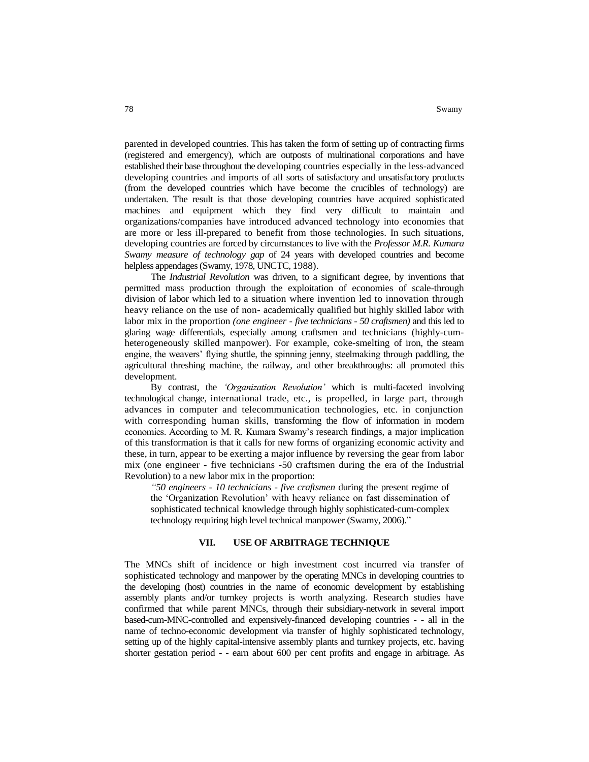parented in developed countries. This has taken the form of setting up of contracting firms (registered and emergency), which are outposts of multinational corporations and have established their base throughout the developing countries especially in the less-advanced developing countries and imports of all sorts of satisfactory and unsatisfactory products (from the developed countries which have become the crucibles of technology) are undertaken. The result is that those developing countries have acquired sophisticated machines and equipment which they find very difficult to maintain and organizations/companies have introduced advanced technology into economies that are more or less ill-prepared to benefit from those technologies. In such situations, developing countries are forced by circumstances to live with the *Professor M.R. Kumara Swamy measure of technology gap* of 24 years with developed countries and become helpless appendages (Swamy, 1978, UNCTC, 1988).

The *Industrial Revolution* was driven, to a significant degree, by inventions that permitted mass production through the exploitation of economies of scale-through division of labor which led to a situation where invention led to innovation through heavy reliance on the use of non- academically qualified but highly skilled labor with labor mix in the proportion *(one engineer - five technicians - 50 craftsmen)* and this led to glaring wage differentials, especially among craftsmen and technicians (highly-cum-heterogeneously skilled manpower). For example, coke-smelting of iron, the steam engine, the weavers' flying shuttle, the spinning jenny, steelmaking through paddling, the agricultural threshing machine, the railway, and other breakthroughs: all promoted this development.

By contrast, the *'Organization Revolution'* which is multi-faceted involving technological change, international trade, etc., is propelled, in large part, through advances in computer and telecommunication technologies, etc. in conjunction with corresponding human skills, transforming the flow of information in modern economies. According to M. R. Kumara Swamy's research findings, a major implication of this transformation is that it calls for new forms of organizing economic activity and these, in turn, appear to be exerting a major influence by reversing the gear from labor mix (one engineer - five technicians -50 craftsmen during the era of the Industrial Revolution) to a new labor mix in the proportion:

> *"50 engineers - 10 technicians - five craftsmen* during the present regime of the 'Organization Revolution' with heavy reliance on fast dissemination of sophisticated technical knowledge through highly sophisticated-cum-complex technology requiring high level technical manpower (Swamy, 2006)."

## VII. USE OF ARBITRAGE TECHNIQUE

The MNCs shift of incidence or high investment cost incurred via transfer of sophisticated technology and manpower by the operating MNCs in developing countries to the developing (host) countries in the name of economic development by establishing assembly plants and/or turnkey projects is worth analyzing. Research studies have confirmed that while parent MNCs, through their subsidiary-network in several import based-cum-MNC-controlled and expensively-financed developing countries - - all in the name of techno-economic development via transfer of highly sophisticated technology, setting up of the highly capital-intensive assembly plants and turnkey projects, etc. having shorter gestation period - - earn about 600 per cent profits and engage in arbitrage. As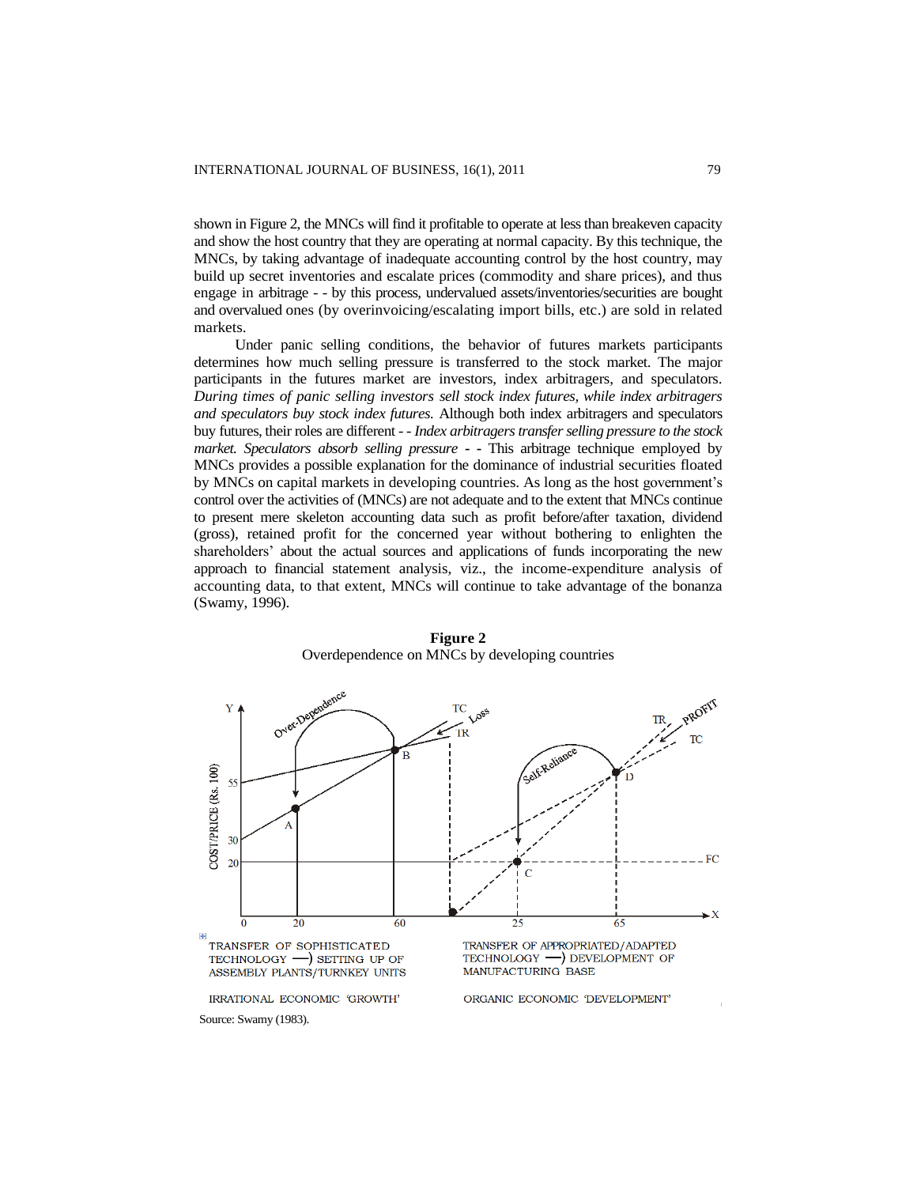shown in Figure 2, the MNCs will find it profitable to operate at less than breakeven capacity and show the host country that they are operating at normal capacity. By this technique, the MNCs, by taking advantage of inadequate accounting control by the host country, may build up secret inventories and escalate prices (commodity and share prices), and thus engage in arbitrage - - by this process, undervalued assets/inventories/securities are bought and overvalued ones (by overinvoicing/escalating import bills, etc.) are sold in related markets.

Under panic selling conditions, the behavior of futures markets participants determines how much selling pressure is transferred to the stock market. The major participants in the futures market are investors, index arbitragers, and speculators. *During times of panic selling investors sell stock index futures, while index arbitragers and speculators buy stock index futures.* Although both index arbitragers and speculators buy futures, their roles are different - - *Index arbitragers transfer selling pressure to the stock market. Speculators absorb selling pressure* - - This arbitrage technique employed by MNCs provides a possible explanation for the dominance of industrial securities floated by MNCs on capital markets in developing countries. As long as the host government's control over the activities of (MNCs) are not adequate and to the extent that MNCs continue to present mere skeleton accounting data such as profit before/after taxation, dividend (gross), retained profit for the concerned year without bothering to enlighten the shareholders' about the actual sources and applications of funds incorporating the new approach to financial statement analysis, viz., the income-expenditure analysis of accounting data, to that extent, MNCs will continue to take advantage of the bonanza (Swamy, 1996).

**Figure 2**
Overdependence on MNCs by developing countries

Y
COST/PRICE (Rs. 100)
55
30
20
0
20
60
25
65
X
Over-Dependence
A
B
TC
Loss
TR
Self-Reliance
C
D
TR
PROFIT
TC
FC

TRANSFER OF SOPHISTICATED TECHNOLOGY —) SETTING UP OF ASSEMBLY PLANTS/TURNKEY UNITS

IRRATIONAL ECONOMIC 'GROWTH'

TRANSFER OF APPROPRIATED/ADAPTED TECHNOLOGY —) DEVELOPMENT OF MANUFACTURING BASE

ORGANIC ECONOMIC 'DEVELOPMENT'

Source: Swamy (1983).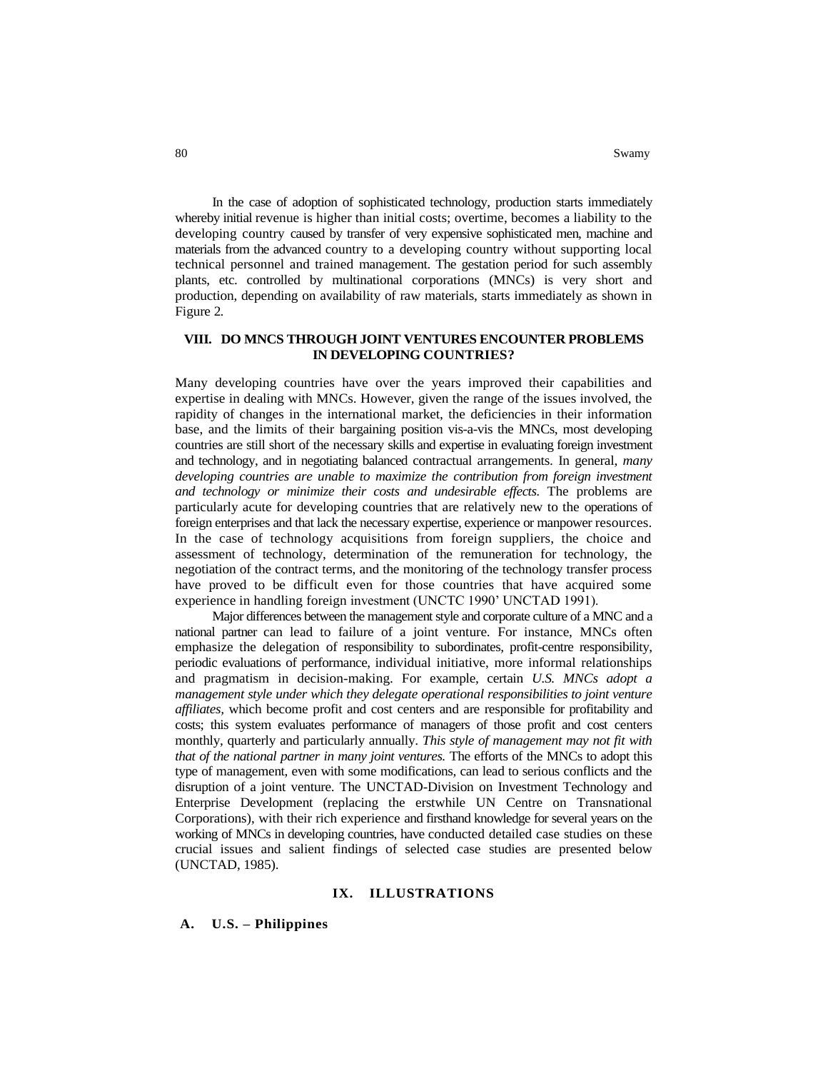In the case of adoption of sophisticated technology, production starts immediately whereby initial revenue is higher than initial costs; overtime, becomes a liability to the developing country caused by transfer of very expensive sophisticated men, machine and materials from the advanced country to a developing country without supporting local technical personnel and trained management. The gestation period for such assembly plants, etc. controlled by multinational corporations (MNCs) is very short and production, depending on availability of raw materials, starts immediately as shown in Figure 2.

## VIII. DO MNCS THROUGH JOINT VENTURES ENCOUNTER PROBLEMS IN DEVELOPING COUNTRIES?

Many developing countries have over the years improved their capabilities and expertise in dealing with MNCs. However, given the range of the issues involved, the rapidity of changes in the international market, the deficiencies in their information base, and the limits of their bargaining position vis-a-vis the MNCs, most developing countries are still short of the necessary skills and expertise in evaluating foreign investment and technology, and in negotiating balanced contractual arrangements. In general, *many developing countries are unable to maximize the contribution from foreign investment and technology or minimize their costs and undesirable effects.* The problems are particularly acute for developing countries that are relatively new to the operations of foreign enterprises and that lack the necessary expertise, experience or manpower resources. In the case of technology acquisitions from foreign suppliers, the choice and assessment of technology, determination of the remuneration for technology, the negotiation of the contract terms, and the monitoring of the technology transfer process have proved to be difficult even for those countries that have acquired some experience in handling foreign investment (UNCTC 1990' UNCTAD 1991).

Major differences between the management style and corporate culture of a MNC and a national partner can lead to failure of a joint venture. For instance, MNCs often emphasize the delegation of responsibility to subordinates, profit-centre responsibility, periodic evaluations of performance, individual initiative, more informal relationships and pragmatism in decision-making. For example, certain *U.S. MNCs adopt a management style under which they delegate operational responsibilities to joint venture affiliates,* which become profit and cost centers and are responsible for profitability and costs; this system evaluates performance of managers of those profit and cost centers monthly, quarterly and particularly annually. *This style of management may not fit with that of the national partner in many joint ventures.* The efforts of the MNCs to adopt this type of management, even with some modifications, can lead to serious conflicts and the disruption of a joint venture. The UNCTAD-Division on Investment Technology and Enterprise Development (replacing the erstwhile UN Centre on Transnational Corporations), with their rich experience and firsthand knowledge for several years on the working of MNCs in developing countries, have conducted detailed case studies on these crucial issues and salient findings of selected case studies are presented below (UNCTAD, 1985).

## IX. ILLUSTRATIONS

### A. U.S. – Philippines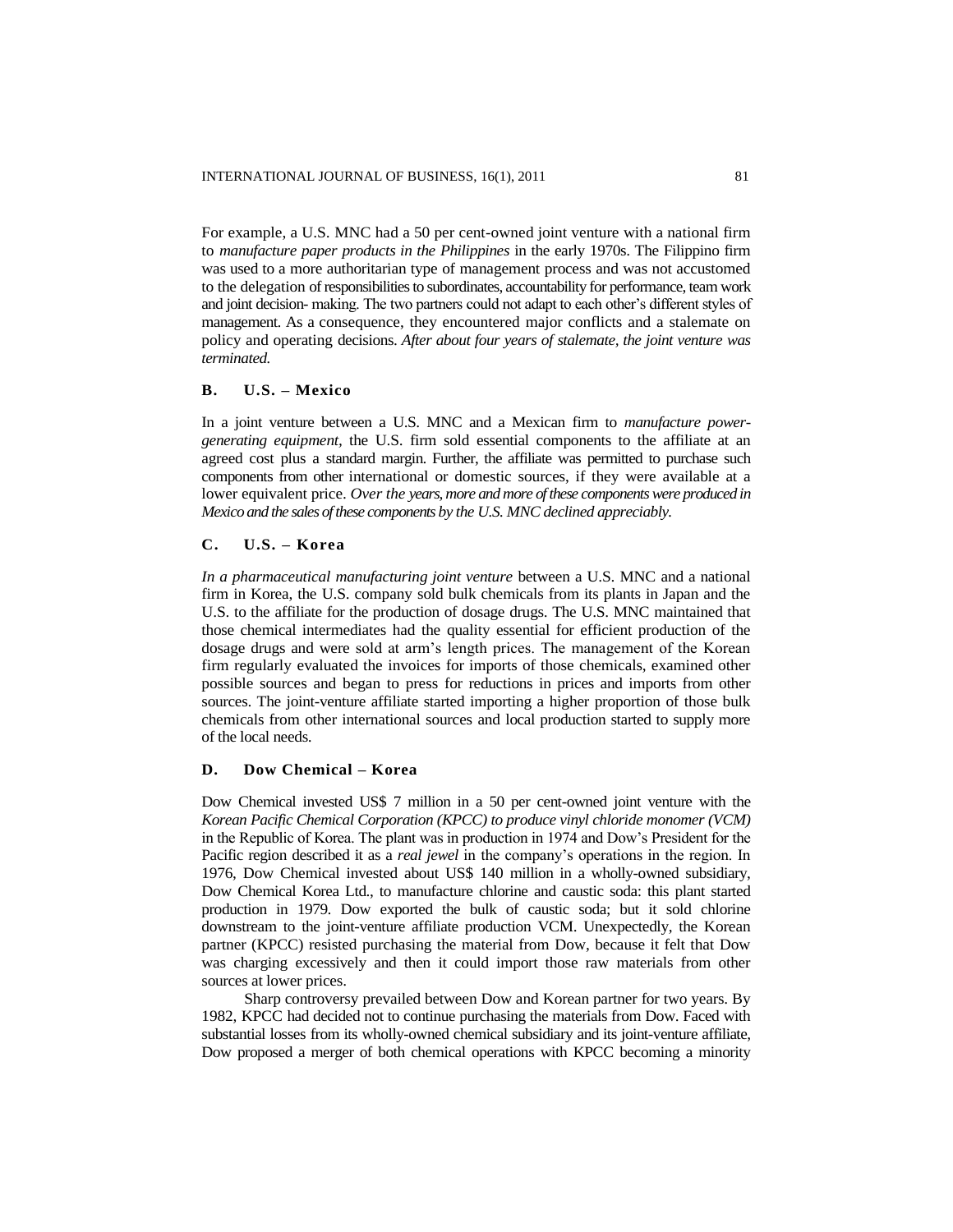For example, a U.S. MNC had a 50 per cent-owned joint venture with a national firm to *manufacture paper products in the Philippines* in the early 1970s. The Filipino firm was used to a more authoritarian type of management process and was not accustomed to the delegation of responsibilities to subordinates, accountability for performance, team work and joint decision- making. The two partners could not adapt to each other's different styles of management. As a consequence, they encountered major conflicts and a stalemate on policy and operating decisions. *After about four years of stalemate, the joint venture was terminated.*

### B. U.S. – Mexico

In a joint venture between a U.S. MNC and a Mexican firm to *manufacture power-generating equipment*, the U.S. firm sold essential components to the affiliate at an agreed cost plus a standard margin. Further, the affiliate was permitted to purchase such components from other international or domestic sources, if they were available at a lower equivalent price. *Over the years, more and more of these components were produced in Mexico and the sales of these components by the U.S. MNC declined appreciably.*

### C. U.S. – Korea

*In a pharmaceutical manufacturing joint venture* between a U.S. MNC and a national firm in Korea, the U.S. company sold bulk chemicals from its plants in Japan and the U.S. to the affiliate for the production of dosage drugs. The U.S. MNC maintained that those chemical intermediates had the quality essential for efficient production of the dosage drugs and were sold at arm's length prices. The management of the Korean firm regularly evaluated the invoices for imports of those chemicals, examined other possible sources and began to press for reductions in prices and imports from other sources. The joint-venture affiliate started importing a higher proportion of those bulk chemicals from other international sources and local production started to supply more of the local needs.

### D. Dow Chemical – Korea

Dow Chemical invested US$ 7 million in a 50 per cent-owned joint venture with the *Korean Pacific Chemical Corporation (KPCC) to produce vinyl chloride monomer (VCM)* in the Republic of Korea. The plant was in production in 1974 and Dow's President for the Pacific region described it as a *real jewel* in the company's operations in the region. In 1976, Dow Chemical invested about US$ 140 million in a wholly-owned subsidiary, Dow Chemical Korea Ltd., to manufacture chlorine and caustic soda: this plant started production in 1979. Dow exported the bulk of caustic soda; but it sold chlorine downstream to the joint-venture affiliate production VCM. Unexpectedly, the Korean partner (KPCC) resisted purchasing the material from Dow, because it felt that Dow was charging excessively and then it could import those raw materials from other sources at lower prices.

Sharp controversy prevailed between Dow and Korean partner for two years. By 1982, KPCC had decided not to continue purchasing the materials from Dow. Faced with substantial losses from its wholly-owned chemical subsidiary and its joint-venture affiliate, Dow proposed a merger of both chemical operations with KPCC becoming a minority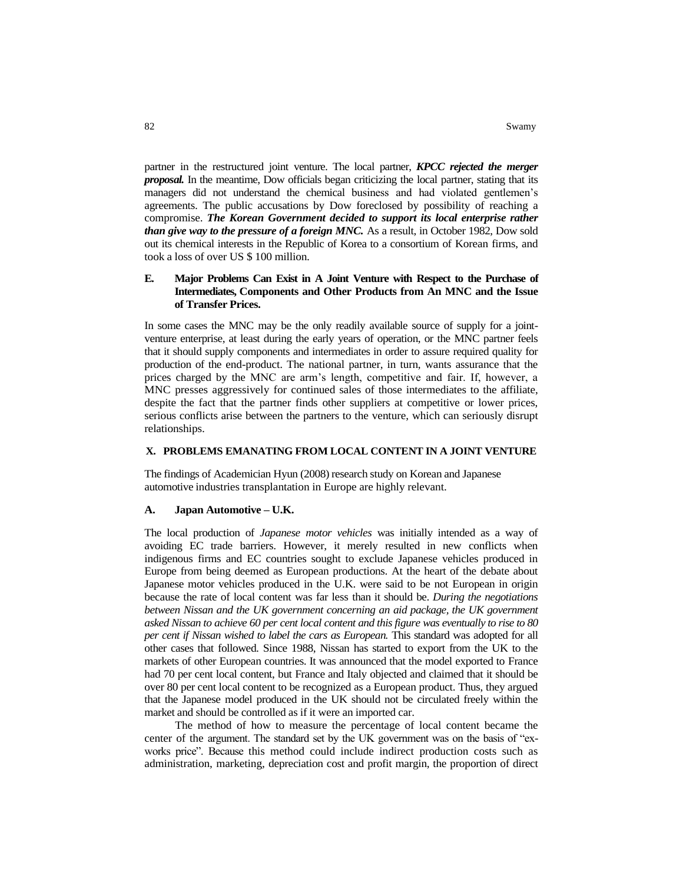partner in the restructured joint venture. The local partner, ***KPCC rejected the merger proposal.*** In the meantime, Dow officials began criticizing the local partner, stating that its managers did not understand the chemical business and had violated gentlemen's agreements. The public accusations by Dow foreclosed by possibility of reaching a compromise. ***The Korean Government decided to support its local enterprise rather than give way to the pressure of a foreign MNC.*** As a result, in October 1982, Dow sold out its chemical interests in the Republic of Korea to a consortium of Korean firms, and took a loss of over US $ 100 million.

### E. Major Problems Can Exist in A Joint Venture with Respect to the Purchase of Intermediates, Components and Other Products from An MNC and the Issue of Transfer Prices.

In some cases the MNC may be the only readily available source of supply for a joint-venture enterprise, at least during the early years of operation, or the MNC partner feels that it should supply components and intermediates in order to assure required quality for production of the end-product. The national partner, in turn, wants assurance that the prices charged by the MNC are arm's length, competitive and fair. If, however, a MNC presses aggressively for continued sales of those intermediates to the affiliate, despite the fact that the partner finds other suppliers at competitive or lower prices, serious conflicts arise between the partners to the venture, which can seriously disrupt relationships.

## X. PROBLEMS EMANATING FROM LOCAL CONTENT IN A JOINT VENTURE

The findings of Academician Hyun (2008) research study on Korean and Japanese automotive industries transplantation in Europe are highly relevant.

### A. Japan Automotive – U.K.

The local production of *Japanese motor vehicles* was initially intended as a way of avoiding EC trade barriers. However, it merely resulted in new conflicts when indigenous firms and EC countries sought to exclude Japanese vehicles produced in Europe from being deemed as European productions. At the heart of the debate about Japanese motor vehicles produced in the U.K. were said to be not European in origin because the rate of local content was far less than it should be. *During the negotiations between Nissan and the UK government concerning an aid package, the UK government asked Nissan to achieve 60 per cent local content and this figure was eventually to rise to 80 per cent if Nissan wished to label the cars as European.* This standard was adopted for all other cases that followed. Since 1988, Nissan has started to export from the UK to the markets of other European countries. It was announced that the model exported to France had 70 per cent local content, but France and Italy objected and claimed that it should be over 80 per cent local content to be recognized as a European product. Thus, they argued that the Japanese model produced in the UK should not be circulated freely within the market and should be controlled as if it were an imported car.

The method of how to measure the percentage of local content became the center of the argument. The standard set by the UK government was on the basis of "ex-works price". Because this method could include indirect production costs such as administration, marketing, depreciation cost and profit margin, the proportion of direct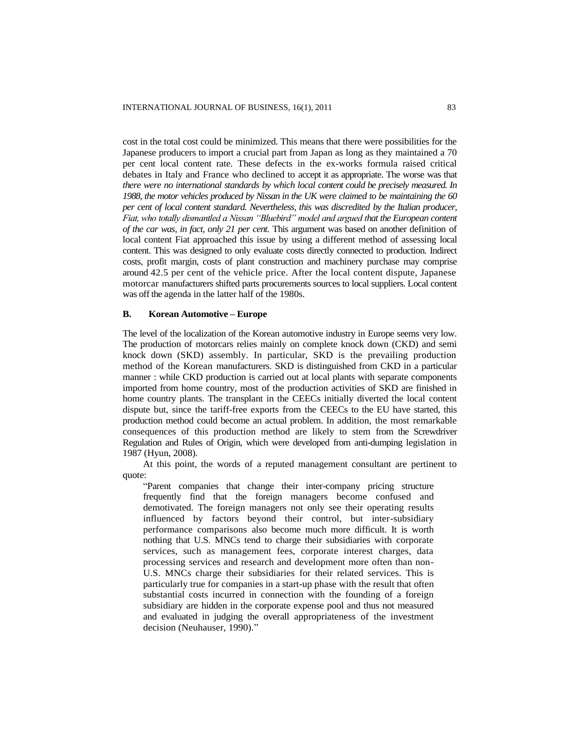cost in the total cost could be minimized. This means that there were possibilities for the Japanese producers to import a crucial part from Japan as long as they maintained a 70 per cent local content rate. These defects in the ex-works formula raised critical debates in Italy and France who declined to accept it as appropriate. The worse was that *there were no international standards by which local content could be precisely measured. In 1988, the motor vehicles produced by Nissan in the UK were claimed to be maintaining the 60 per cent of local content standard. Nevertheless, this was discredited by the Italian producer, Fiat, who totally dismantled a Nissan "Bluebird" model and argued that the European content of the car was, in fact, only 21 per cent.* This argument was based on another definition of local content Fiat approached this issue by using a different method of assessing local content. This was designed to only evaluate costs directly connected to production. Indirect costs, profit margin, costs of plant construction and machinery purchase may comprise around 42.5 per cent of the vehicle price. After the local content dispute, Japanese motorcar manufacturers shifted parts procurements sources to local suppliers. Local content was off the agenda in the latter half of the 1980s.

### B. Korean Automotive – Europe

The level of the localization of the Korean automotive industry in Europe seems very low. The production of motorcars relies mainly on complete knock down (CKD) and semi knock down (SKD) assembly. In particular, SKD is the prevailing production method of the Korean manufacturers. SKD is distinguished from CKD in a particular manner : while CKD production is carried out at local plants with separate components imported from home country, most of the production activities of SKD are finished in home country plants. The transplant in the CEECs initially diverted the local content dispute but, since the tariff-free exports from the CEECs to the EU have started, this production method could become an actual problem. In addition, the most remarkable consequences of this production method are likely to stem from the Screwdriver Regulation and Rules of Origin, which were developed from anti-dumping legislation in 1987 (Hyun, 2008).

At this point, the words of a reputed management consultant are pertinent to quote:

> "Parent companies that change their inter-company pricing structure frequently find that the foreign managers become confused and demotivated. The foreign managers not only see their operating results influenced by factors beyond their control, but inter-subsidiary performance comparisons also become much more difficult. It is worth nothing that U.S. MNCs tend to charge their subsidiaries with corporate services, such as management fees, corporate interest charges, data processing services and research and development more often than non-U.S. MNCs charge their subsidiaries for their related services. This is particularly true for companies in a start-up phase with the result that often substantial costs incurred in connection with the founding of a foreign subsidiary are hidden in the corporate expense pool and thus not measured and evaluated in judging the overall appropriateness of the investment decision (Neuhauser, 1990)."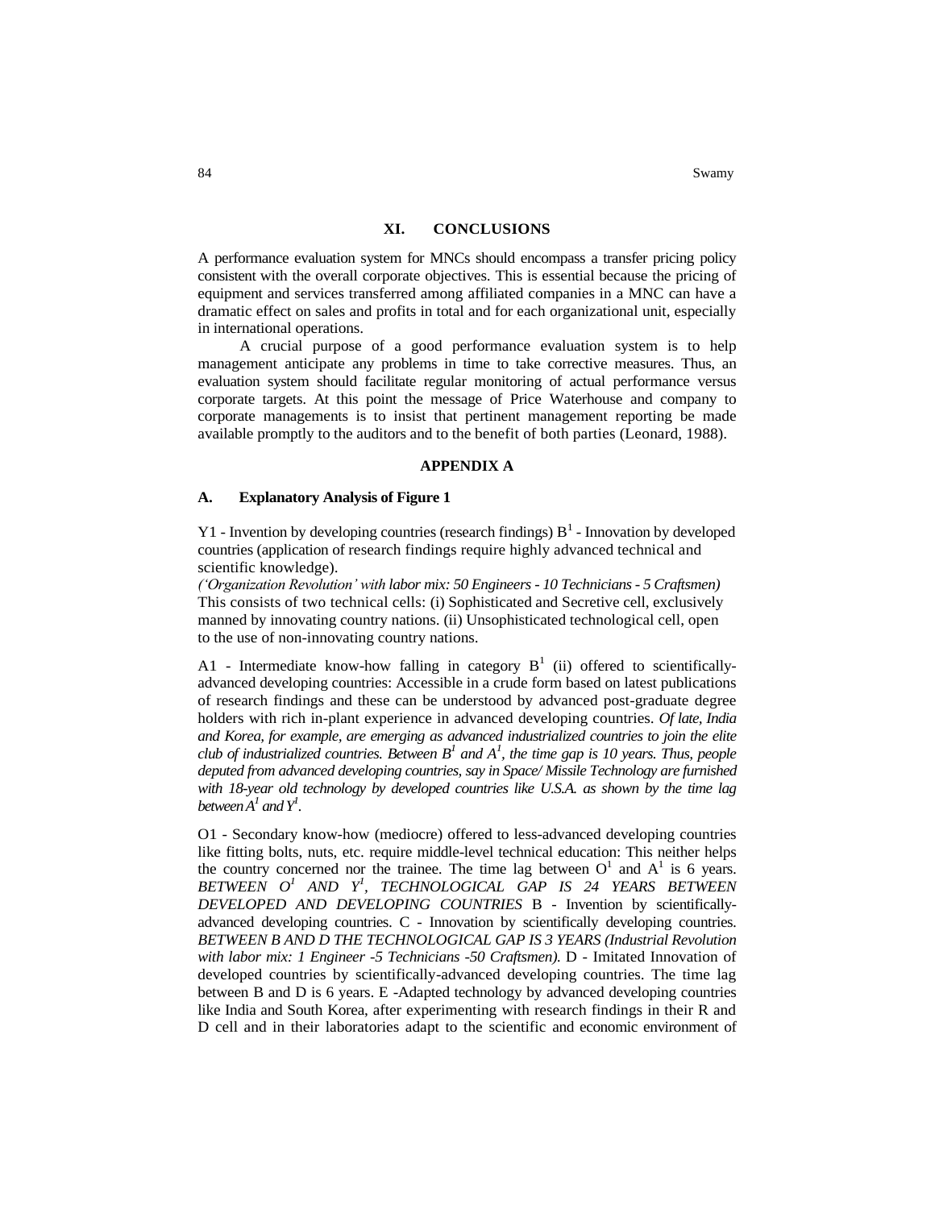## XI. CONCLUSIONS

A performance evaluation system for MNCs should encompass a transfer pricing policy consistent with the overall corporate objectives. This is essential because the pricing of equipment and services transferred among affiliated companies in a MNC can have a dramatic effect on sales and profits in total and for each organizational unit, especially in international operations.

A crucial purpose of a good performance evaluation system is to help management anticipate any problems in time to take corrective measures. Thus, an evaluation system should facilitate regular monitoring of actual performance versus corporate targets. At this point the message of Price Waterhouse and company to corporate managements is to insist that pertinent management reporting be made available promptly to the auditors and to the benefit of both parties (Leonard, 1988).

## APPENDIX A

### A. Explanatory Analysis of Figure 1

Y1 - Invention by developing countries (research findings) $B^1$ - Innovation by developed countries (application of research findings require highly advanced technical and scientific knowledge).
*('Organization Revolution' with labor mix: 50 Engineers - 10 Technicians - 5 Craftsmen)*
This consists of two technical cells: (i) Sophisticated and Secretive cell, exclusively manned by innovating country nations. (ii) Unsophisticated technological cell, open to the use of non-innovating country nations.

A1 - Intermediate know-how falling in category $B^1$ (ii) offered to scientifically-advanced developing countries: Accessible in a crude form based on latest publications of research findings and these can be understood by advanced post-graduate degree holders with rich in-plant experience in advanced developing countries. *Of late, India and Korea, for example, are emerging as advanced industrialized countries to join the elite club of industrialized countries. Between $B^1$ and $A^1$, the time gap is 10 years. Thus, people deputed from advanced developing countries, say in Space/ Missile Technology are furnished with 18-year old technology by developed countries like U.S.A. as shown by the time lag between $A^1$ and $Y^1$.*

O1 - Secondary know-how (mediocre) offered to less-advanced developing countries like fitting bolts, nuts, etc. require middle-level technical education: This neither helps the country concerned nor the trainee. The time lag between $O^1$ and $A^1$ is 6 years. *BETWEEN $O^1$ AND $Y^1$, TECHNOLOGICAL GAP IS 24 YEARS BETWEEN DEVELOPED AND DEVELOPING COUNTRIES* B - Invention by scientifically-advanced developing countries. C - Innovation by scientifically developing countries. *BETWEEN B AND D THE TECHNOLOGICAL GAP IS 3 YEARS (Industrial Revolution with labor mix: 1 Engineer -5 Technicians -50 Craftsmen).* D - Imitated Innovation of developed countries by scientifically-advanced developing countries. The time lag between B and D is 6 years. E -Adapted technology by advanced developing countries like India and South Korea, after experimenting with research findings in their R and D cell and in their laboratories adapt to the scientific and economic environment of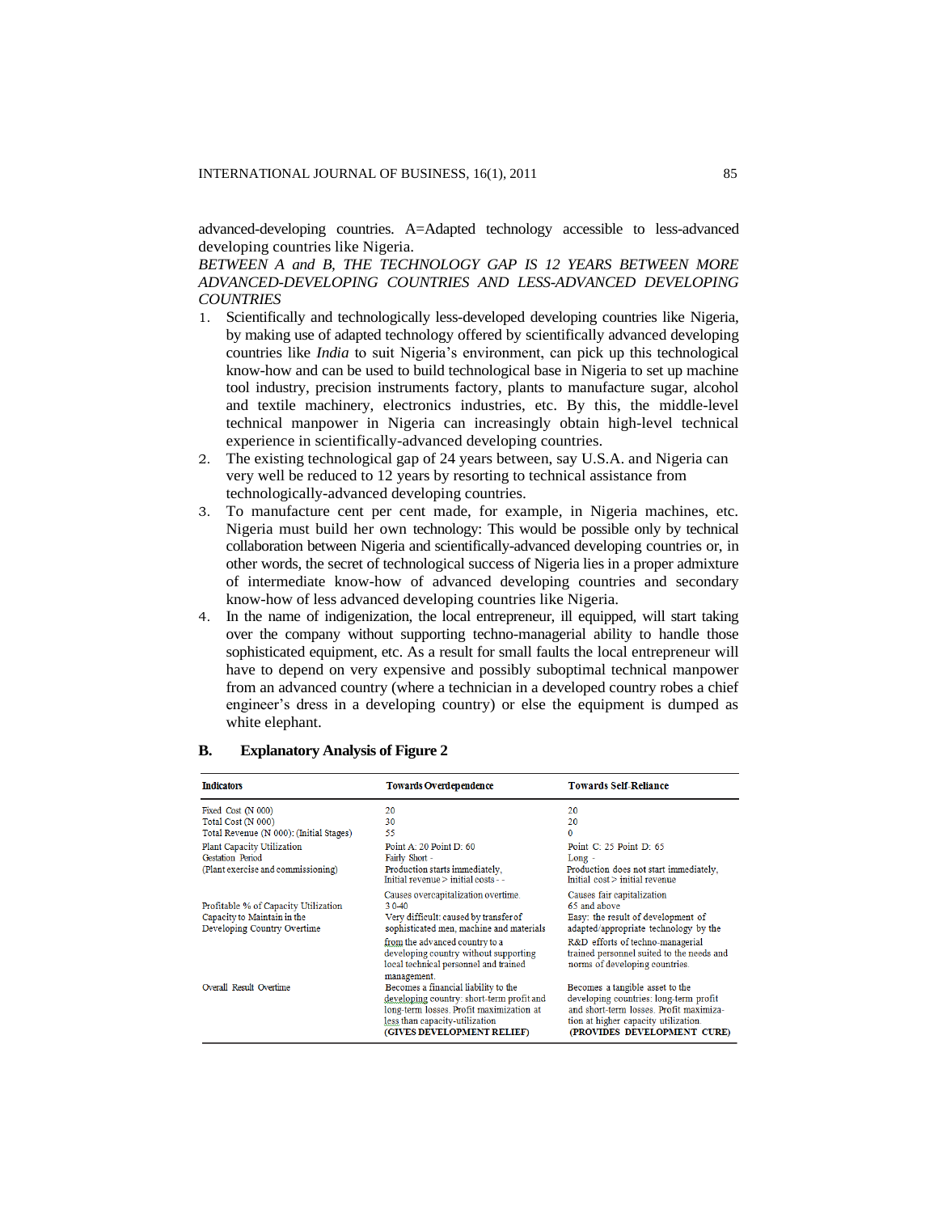advanced-developing countries. A=Adapted technology accessible to less-advanced developing countries like Nigeria.

*BETWEEN A and B, THE TECHNOLOGY GAP IS 12 YEARS BETWEEN MORE ADVANCED-DEVELOPING COUNTRIES AND LESS-ADVANCED DEVELOPING COUNTRIES*

1. Scientifically and technologically less-developed developing countries like Nigeria, by making use of adapted technology offered by scientifically advanced developing countries like *India* to suit Nigeria's environment, can pick up this technological know-how and can be used to build technological base in Nigeria to set up machine tool industry, precision instruments factory, plants to manufacture sugar, alcohol and textile machinery, electronics industries, etc. By this, the middle-level technical manpower in Nigeria can increasingly obtain high-level technical experience in scientifically-advanced developing countries.
2. The existing technological gap of 24 years between, say U.S.A. and Nigeria can very well be reduced to 12 years by resorting to technical assistance from technologically-advanced developing countries.
3. To manufacture cent per cent made, for example, in Nigeria machines, etc. Nigeria must build her own technology: This would be possible only by technical collaboration between Nigeria and scientifically-advanced developing countries or, in other words, the secret of technological success of Nigeria lies in a proper admixture of intermediate know-how of advanced developing countries and secondary know-how of less advanced developing countries like Nigeria.
4. In the name of indigenization, the local entrepreneur, ill equipped, will start taking over the company without supporting techno-managerial ability to handle those sophisticated equipment, etc. As a result for small faults the local entrepreneur will have to depend on very expensive and possibly suboptimal technical manpower from an advanced country (where a technician in a developed country robes a chief engineer's dress in a developing country) or else the equipment is dumped as white elephant.

## B. Explanatory Analysis of Figure 2

| Indicators | Towards Overdependence | Towards Self-Reliance |
|---|---|---|
| Fixed Cost (N 000) | 20 | 20 |
| Total Cost (N 000) | 30 | 20 |
| Total Revenue (N 000): (Initial Stages) | 55 | 0 |
| Plant Capacity Utilization | Point A: 20 Point D: 60 | Point C: 25 Point D: 65 |
| Gestation Period | Fairly Short - | Long - |
| (Plant exercise and commissioning) | Production starts immediately, Initial revenue > initial costs - - | Production does not start immediately, Initial cost > initial revenue |
| | Causes overcapitalization overtime. | Causes fair capitalization |
| Profitable % of Capacity Utilization | 3 0-40 | 65 and above |
| Capacity to Maintain in the Developing Country Overtime | Very difficult: caused by transfer of sophisticated men, machine and materials from the advanced country to a developing country without supporting local technical personnel and trained management. | Easy: the result of development of adapted/appropriate technology by the R&D efforts of techno-managerial trained personnel suited to the needs and norms of developing countries. |
| Overall Result Overtime | Becomes a financial liability to the developing country: short-term profit and long-term losses. Profit maximization at less than capacity-utilization **(GIVES DEVELOPMENT RELIEF)** | Becomes a tangible asset to the developing countries: long-term profit and short-term losses. Profit maximization at higher capacity utilization. **(PROVIDES DEVELOPMENT CURE)** |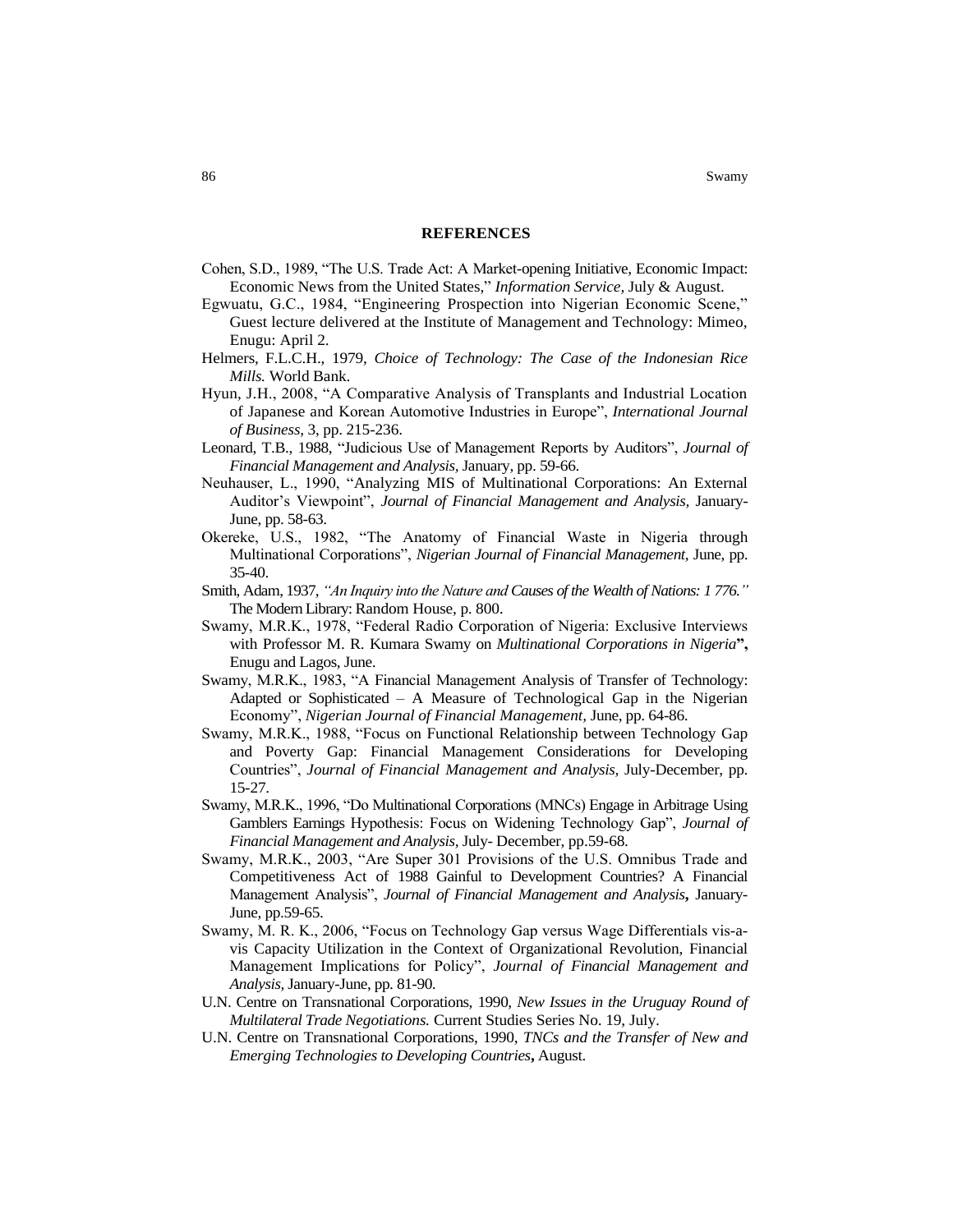## REFERENCES

Cohen, S.D., 1989, "The U.S. Trade Act: A Market-opening Initiative, Economic Impact: Economic News from the United States," *Information Service*, July & August.

Egwuatu, G.C., 1984, "Engineering Prospection into Nigerian Economic Scene," Guest lecture delivered at the Institute of Management and Technology: Mimeo, Enugu: April 2.

Helmers, F.L.C.H., 1979, *Choice of Technology: The Case of the Indonesian Rice Mills.* World Bank.

Hyun, J.H., 2008, "A Comparative Analysis of Transplants and Industrial Location of Japanese and Korean Automotive Industries in Europe", *International Journal of Business,* 3, pp. 215-236.

Leonard, T.B., 1988, "Judicious Use of Management Reports by Auditors", *Journal of Financial Management and Analysis,* January, pp. 59-66.

Neuhauser, L., 1990, "Analyzing MIS of Multinational Corporations: An External Auditor's Viewpoint", *Journal of Financial Management and Analysis,* January-June, pp. 58-63.

Okereke, U.S., 1982, "The Anatomy of Financial Waste in Nigeria through Multinational Corporations", *Nigerian Journal of Financial Management,* June, pp. 35-40.

Smith, Adam, 1937, *"An Inquiry into the Nature and Causes of the Wealth of Nations: 1 776."* The Modern Library: Random House, p. 800.

Swamy, M.R.K., 1978, "Federal Radio Corporation of Nigeria: Exclusive Interviews with Professor M. R. Kumara Swamy on *Multinational Corporations in Nigeria*", Enugu and Lagos, June.

Swamy, M.R.K., 1983, "A Financial Management Analysis of Transfer of Technology: Adapted or Sophisticated – A Measure of Technological Gap in the Nigerian Economy", *Nigerian Journal of Financial Management,* June, pp. 64-86.

Swamy, M.R.K., 1988, "Focus on Functional Relationship between Technology Gap and Poverty Gap: Financial Management Considerations for Developing Countries", *Journal of Financial Management and Analysis,* July-December, pp. 15-27.

Swamy, M.R.K., 1996, "Do Multinational Corporations (MNCs) Engage in Arbitrage Using Gamblers Earnings Hypothesis: Focus on Widening Technology Gap", *Journal of Financial Management and Analysis,* July- December, pp.59-68.

Swamy, M.R.K., 2003, "Are Super 301 Provisions of the U.S. Omnibus Trade and Competitiveness Act of 1988 Gainful to Development Countries? A Financial Management Analysis", *Journal of Financial Management and Analysis*, January-June, pp.59-65.

Swamy, M. R. K., 2006, "Focus on Technology Gap versus Wage Differentials vis-a-vis Capacity Utilization in the Context of Organizational Revolution, Financial Management Implications for Policy", *Journal of Financial Management and Analysis,* January-June, pp. 81-90.

U.N. Centre on Transnational Corporations, 1990, *New Issues in the Uruguay Round of Multilateral Trade Negotiations.* Current Studies Series No. 19, July.

U.N. Centre on Transnational Corporations, 1990, *TNCs and the Transfer of New and Emerging Technologies to Developing Countries*, August.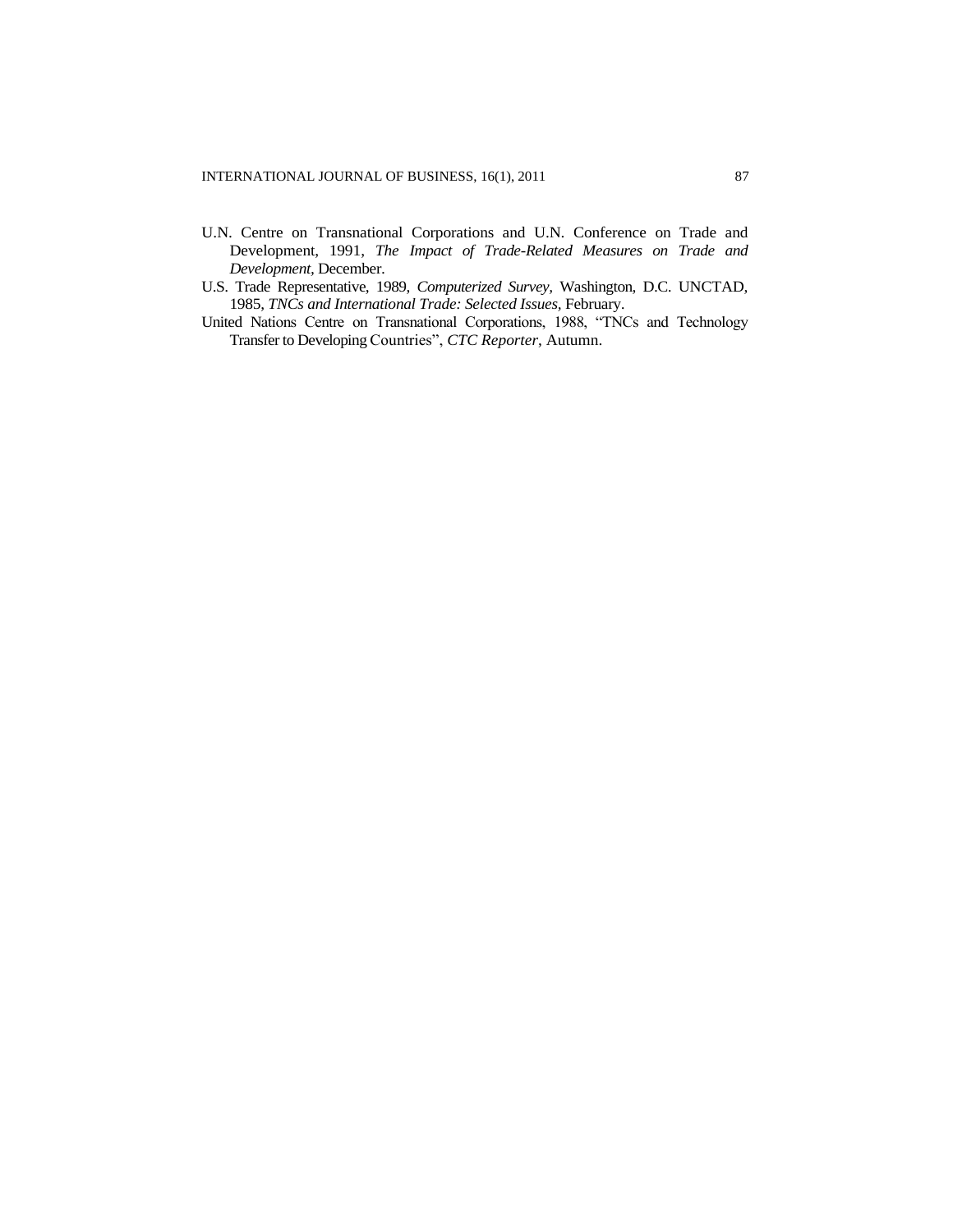U.N. Centre on Transnational Corporations and U.N. Conference on Trade and Development, 1991, *The Impact of Trade-Related Measures on Trade and Development*, December.

U.S. Trade Representative, 1989, *Computerized Survey,* Washington, D.C. UNCTAD, 1985, *TNCs and International Trade: Selected Issues*, February.

United Nations Centre on Transnational Corporations, 1988, "TNCs and Technology Transfer to Developing Countries", *CTC Reporter*, Autumn.